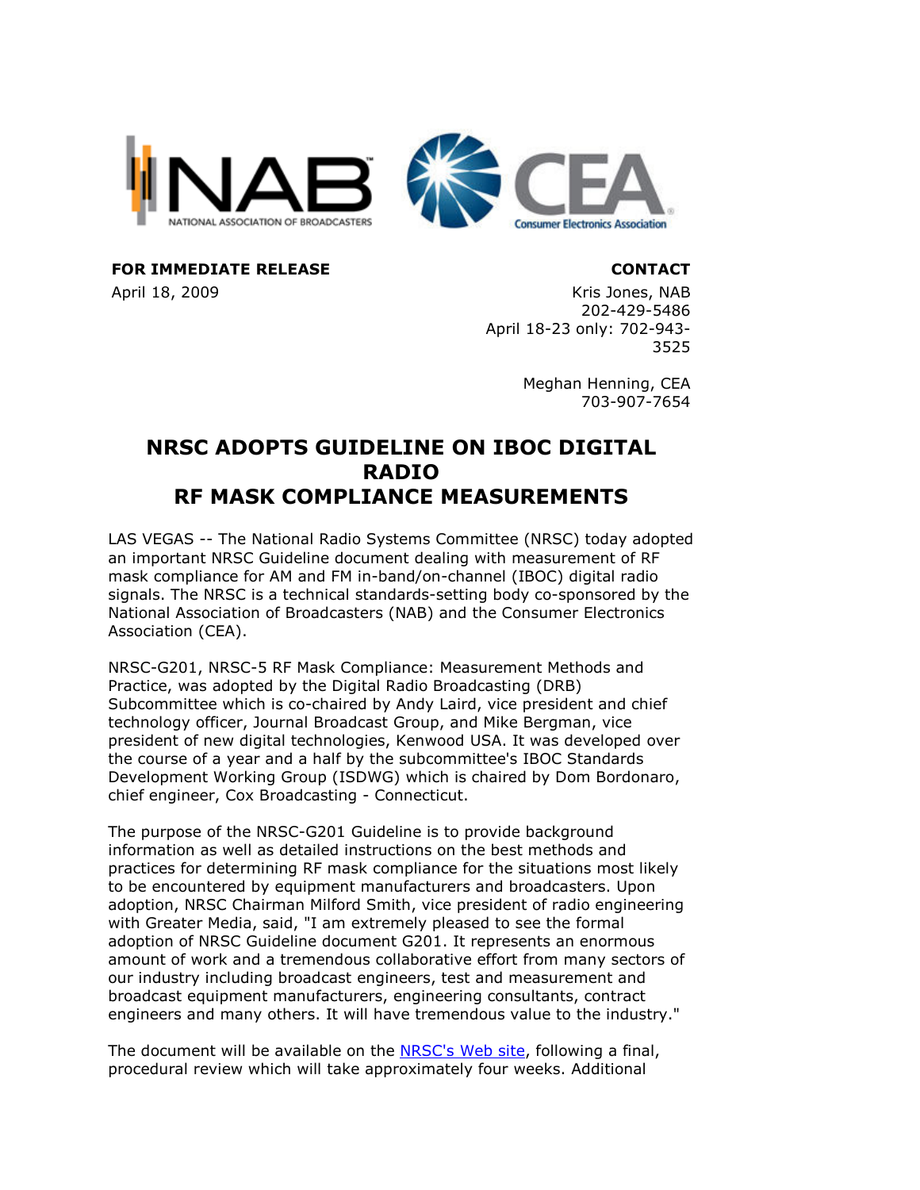**FOR IMMEDIATE RELEASE**

April 18, 2009

**CONTACT**

Kris Jones, NAB
202-429-5486
April 18-23 only: 702-943-3525

Meghan Henning, CEA
703-907-7654

# NRSC ADOPTS GUIDELINE ON IBOC DIGITAL RADIO RF MASK COMPLIANCE MEASUREMENTS

LAS VEGAS -- The National Radio Systems Committee (NRSC) today adopted an important NRSC Guideline document dealing with measurement of RF mask compliance for AM and FM in-band/on-channel (IBOC) digital radio signals. The NRSC is a technical standards-setting body co-sponsored by the National Association of Broadcasters (NAB) and the Consumer Electronics Association (CEA).

NRSC-G201, NRSC-5 RF Mask Compliance: Measurement Methods and Practice, was adopted by the Digital Radio Broadcasting (DRB) Subcommittee which is co-chaired by Andy Laird, vice president and chief technology officer, Journal Broadcast Group, and Mike Bergman, vice president of new digital technologies, Kenwood USA. It was developed over the course of a year and a half by the subcommittee's IBOC Standards Development Working Group (ISDWG) which is chaired by Dom Bordonaro, chief engineer, Cox Broadcasting - Connecticut.

The purpose of the NRSC-G201 Guideline is to provide background information as well as detailed instructions on the best methods and practices for determining RF mask compliance for the situations most likely to be encountered by equipment manufacturers and broadcasters. Upon adoption, NRSC Chairman Milford Smith, vice president of radio engineering with Greater Media, said, "I am extremely pleased to see the formal adoption of NRSC Guideline document G201. It represents an enormous amount of work and a tremendous collaborative effort from many sectors of our industry including broadcast engineers, test and measurement and broadcast equipment manufacturers, engineering consultants, contract engineers and many others. It will have tremendous value to the industry."

The document will be available on the NRSC's Web site, following a final, procedural review which will take approximately four weeks. Additional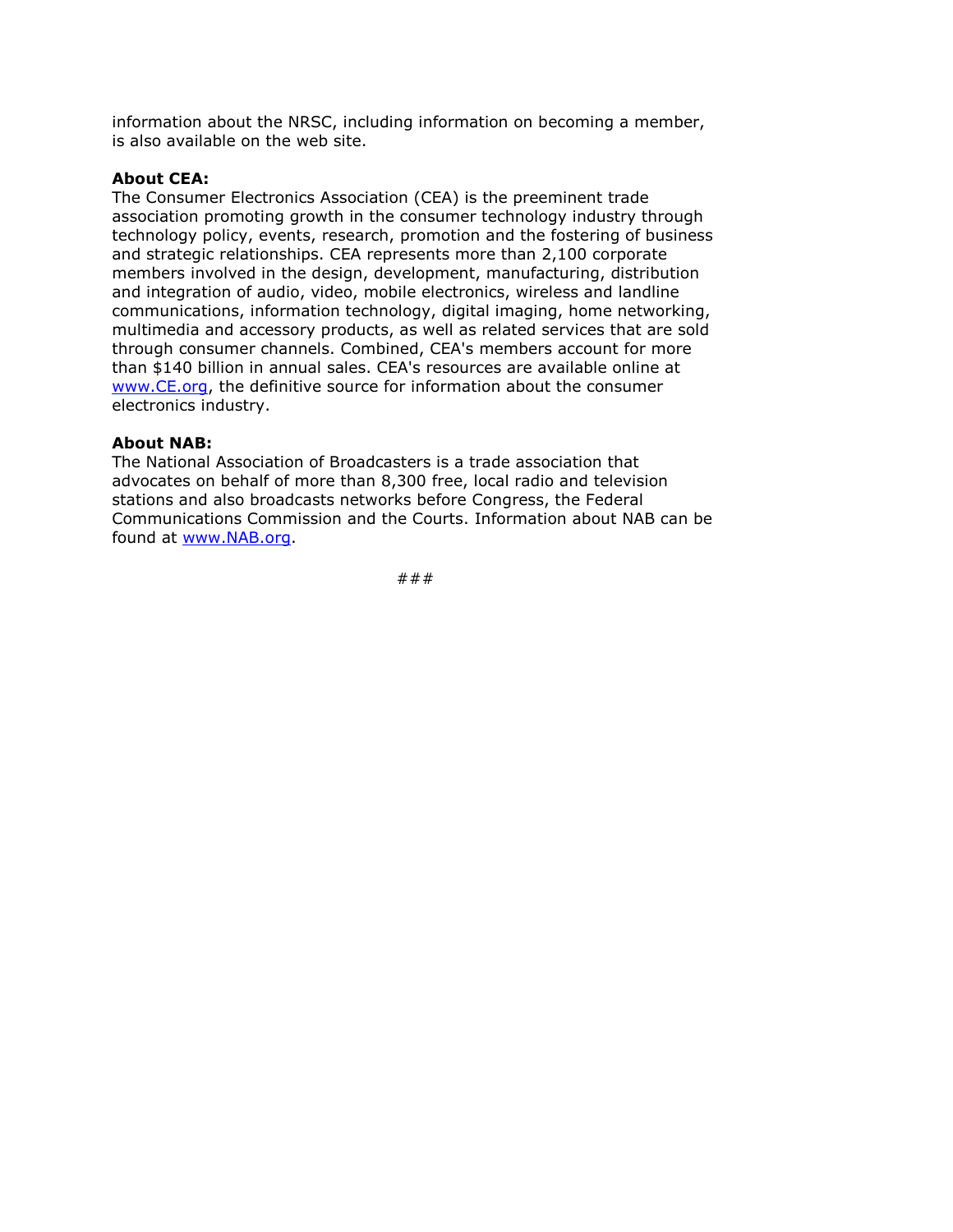information about the NRSC, including information on becoming a member, is also available on the web site.

**About CEA:**
The Consumer Electronics Association (CEA) is the preeminent trade association promoting growth in the consumer technology industry through technology policy, events, research, promotion and the fostering of business and strategic relationships. CEA represents more than 2,100 corporate members involved in the design, development, manufacturing, distribution and integration of audio, video, mobile electronics, wireless and landline communications, information technology, digital imaging, home networking, multimedia and accessory products, as well as related services that are sold through consumer channels. Combined, CEA's members account for more than $140 billion in annual sales. CEA's resources are available online at www.CE.org, the definitive source for information about the consumer electronics industry.

**About NAB:**
The National Association of Broadcasters is a trade association that advocates on behalf of more than 8,300 free, local radio and television stations and also broadcasts networks before Congress, the Federal Communications Commission and the Courts. Information about NAB can be found at www.NAB.org.

###